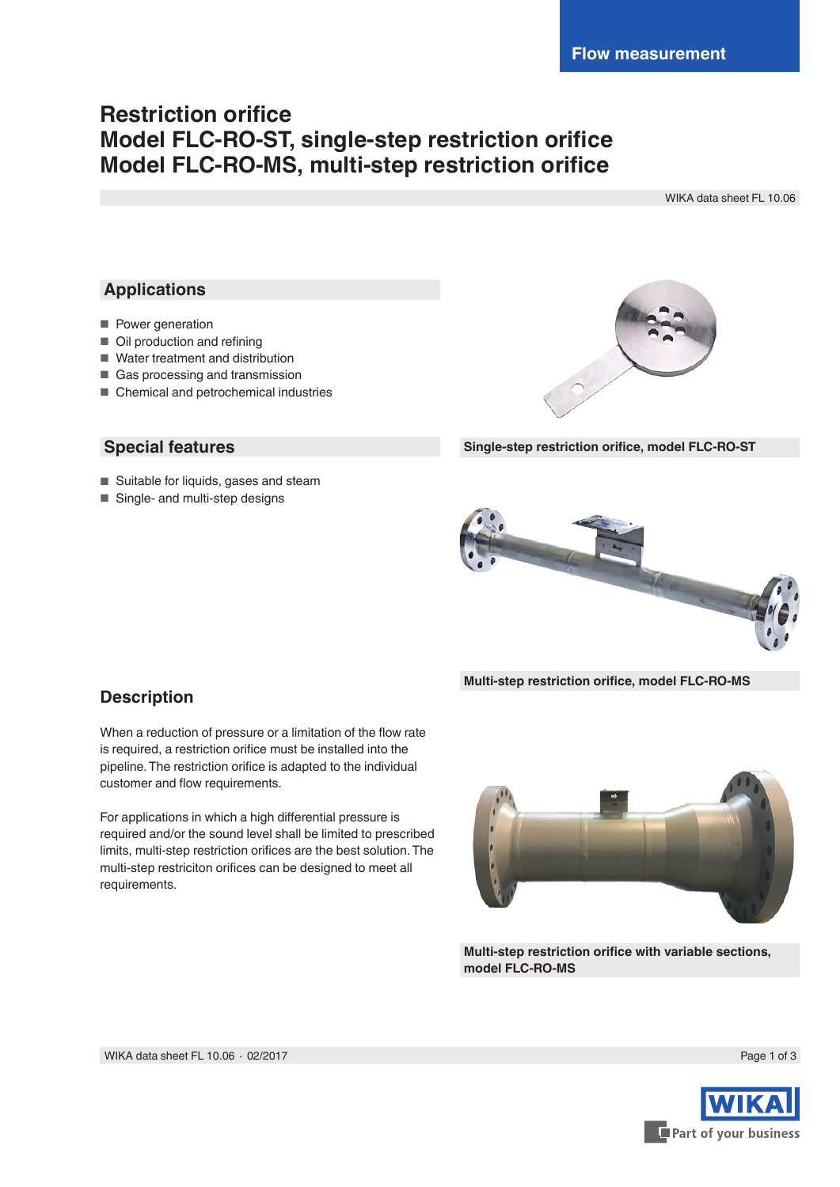Flow measurement

# Restriction orifice
# Model FLC-RO-ST, single-step restriction orifice
# Model FLC-RO-MS, multi-step restriction orifice

WIKA data sheet FL 10.06

## Applications

- Power generation
- Oil production and refining
- Water treatment and distribution
- Gas processing and transmission
- Chemical and petrochemical industries

## Special features

- Suitable for liquids, gases and steam
- Single- and multi-step designs

Single-step restriction orifice, model FLC-RO-ST

Multi-step restriction orifice, model FLC-RO-MS

Multi-step restriction orifice with variable sections, model FLC-RO-MS

## Description

When a reduction of pressure or a limitation of the flow rate is required, a restriction orifice must be installed into the pipeline. The restriction orifice is adapted to the individual customer and flow requirements.

For applications in which a high differential pressure is required and/or the sound level shall be limited to prescribed limits, multi-step restriction orifices are the best solution. The multi-step restriciton orifices can be designed to meet all requirements.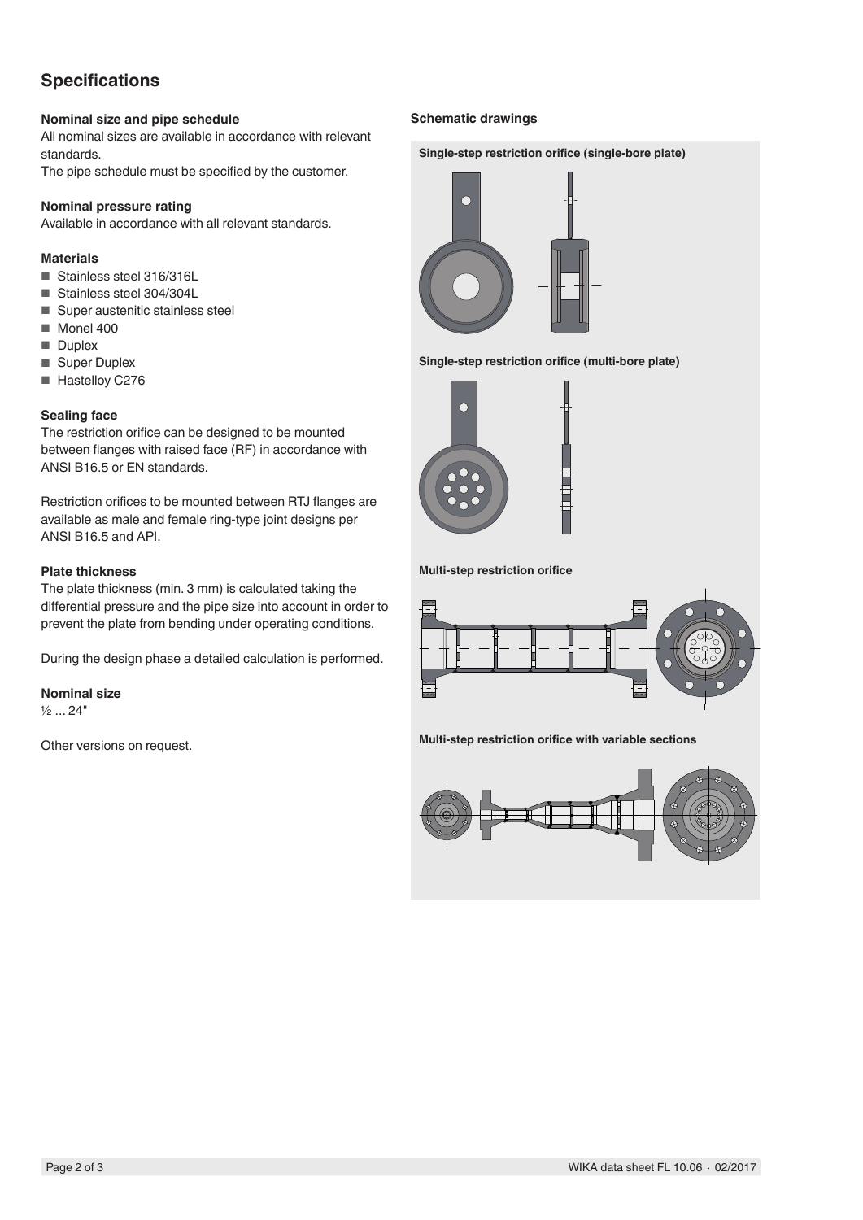## Specifications

### Nominal size and pipe schedule

All nominal sizes are available in accordance with relevant standards.

The pipe schedule must be specified by the customer.

### Nominal pressure rating

Available in accordance with all relevant standards.

### Materials

- Stainless steel 316/316L
- Stainless steel 304/304L
- Super austenitic stainless steel
- Monel 400
- Duplex
- Super Duplex
- Hastelloy C276

### Sealing face

The restriction orifice can be designed to be mounted between flanges with raised face (RF) in accordance with ANSI B16.5 or EN standards.

Restriction orifices to be mounted between RTJ flanges are available as male and female ring-type joint designs per ANSI B16.5 and API.

### Plate thickness

The plate thickness (min. 3 mm) is calculated taking the differential pressure and the pipe size into account in order to prevent the plate from bending under operating conditions.

During the design phase a detailed calculation is performed.

### Nominal size

½ ... 24"

Other versions on request.

### Schematic drawings

**Single-step restriction orifice (single-bore plate)**

**Single-step restriction orifice (multi-bore plate)**

**Multi-step restriction orifice**

**Multi-step restriction orifice with variable sections**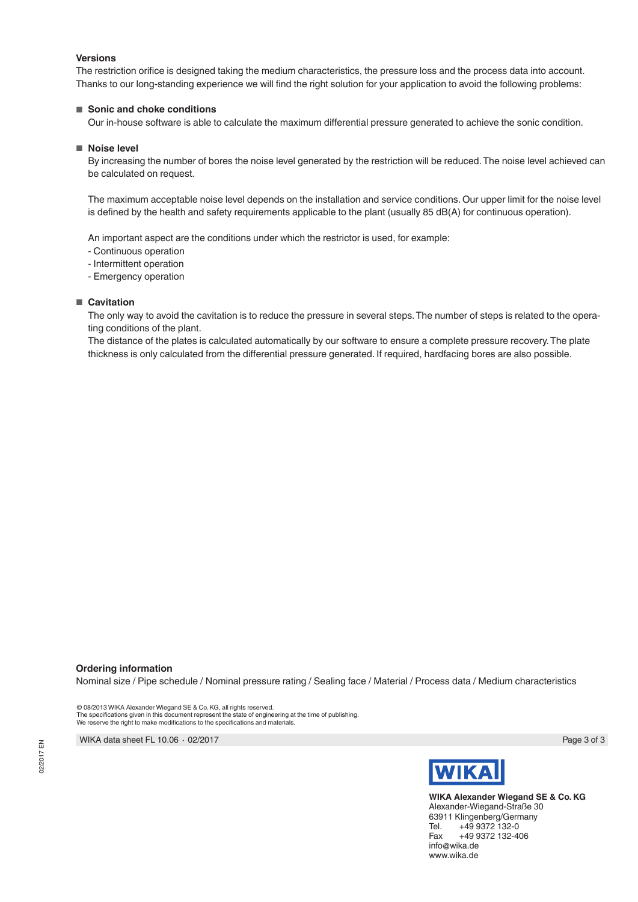## Versions

The restriction orifice is designed taking the medium characteristics, the pressure loss and the process data into account. Thanks to our long-standing experience we will find the right solution for your application to avoid the following problems:

- **Sonic and choke conditions**

  Our in-house software is able to calculate the maximum differential pressure generated to achieve the sonic condition.

- **Noise level**

  By increasing the number of bores the noise level generated by the restriction will be reduced. The noise level achieved can be calculated on request.

  The maximum acceptable noise level depends on the installation and service conditions. Our upper limit for the noise level is defined by the health and safety requirements applicable to the plant (usually 85 dB(A) for continuous operation).

  An important aspect are the conditions under which the restrictor is used, for example:
  - Continuous operation
  - Intermittent operation
  - Emergency operation

- **Cavitation**

  The only way to avoid the cavitation is to reduce the pressure in several steps. The number of steps is related to the operating conditions of the plant.
  The distance of the plates is calculated automatically by our software to ensure a complete pressure recovery. The plate thickness is only calculated from the differential pressure generated. If required, hardfacing bores are also possible.

## Ordering information

Nominal size / Pipe schedule / Nominal pressure rating / Sealing face / Material / Process data / Medium characteristics

© 08/2013 WIKA Alexander Wiegand SE & Co. KG, all rights reserved.
The specifications given in this document represent the state of engineering at the time of publishing.
We reserve the right to make modifications to the specifications and materials.

**WIKA Alexander Wiegand SE & Co. KG**
Alexander-Wiegand-Straße 30
63911 Klingenberg/Germany
Tel. +49 9372 132-0
Fax +49 9372 132-406
info@wika.de
www.wika.de